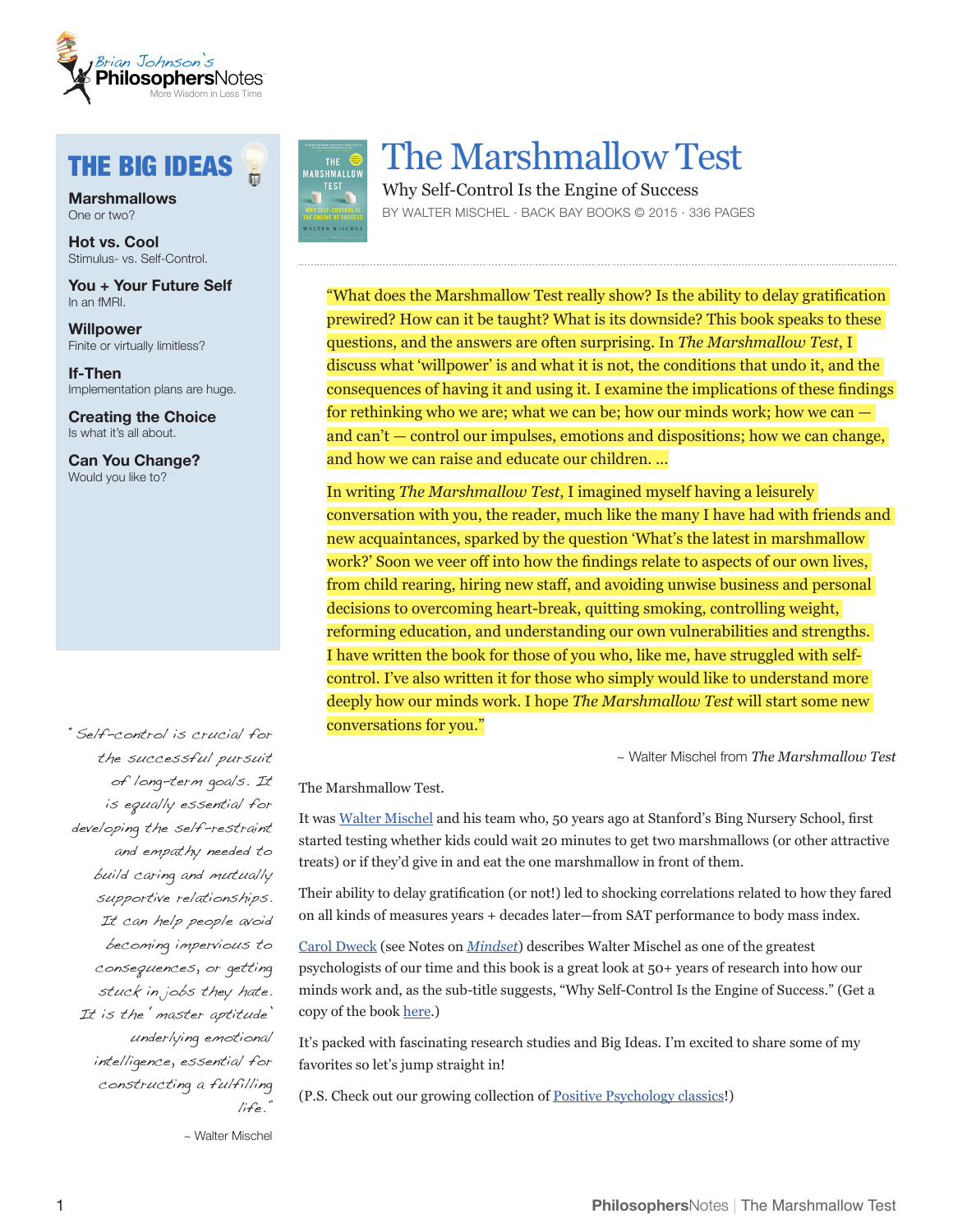# The Marshmallow Test

Why Self-Control Is the Engine of Success

BY WALTER MISCHEL · BACK BAY BOOKS © 2015 · 336 PAGES

## THE BIG IDEAS

**Marshmallows**
One or two?

**Hot vs. Cool**
Stimulus- vs. Self-Control.

**You + Your Future Self**
In an fMRI.

**Willpower**
Finite or virtually limitless?

**If-Then**
Implementation plans are huge.

**Creating the Choice**
Is what it's all about.

**Can You Change?**
Would you like to?

"What does the Marshmallow Test really show? Is the ability to delay gratification prewired? How can it be taught? What is its downside? This book speaks to these questions, and the answers are often surprising. In *The Marshmallow Test*, I discuss what 'willpower' is and what it is not, the conditions that undo it, and the consequences of having it and using it. I examine the implications of these findings for rethinking who we are; what we can be; how our minds work; how we can — and can't — control our impulses, emotions and dispositions; how we can change, and how we can raise and educate our children. …

In writing *The Marshmallow Test*, I imagined myself having a leisurely conversation with you, the reader, much like the many I have had with friends and new acquaintances, sparked by the question 'What's the latest in marshmallow work?' Soon we veer off into how the findings relate to aspects of our own lives, from child rearing, hiring new staff, and avoiding unwise business and personal decisions to overcoming heart-break, quitting smoking, controlling weight, reforming education, and understanding our own vulnerabilities and strengths. I have written the book for those of you who, like me, have struggled with self-control. I've also written it for those who simply would like to understand more deeply how our minds work. I hope *The Marshmallow Test* will start some new conversations for you."

~ Walter Mischel from *The Marshmallow Test*

The Marshmallow Test.

It was Walter Mischel and his team who, 50 years ago at Stanford's Bing Nursery School, first started testing whether kids could wait 20 minutes to get two marshmallows (or other attractive treats) or if they'd give in and eat the one marshmallow in front of them.

Their ability to delay gratification (or not!) led to shocking correlations related to how they fared on all kinds of measures years + decades later—from SAT performance to body mass index.

Carol Dweck (see Notes on *Mindset*) describes Walter Mischel as one of the greatest psychologists of our time and this book is a great look at 50+ years of research into how our minds work and, as the sub-title suggests, "Why Self-Control Is the Engine of Success." (Get a copy of the book here.)

It's packed with fascinating research studies and Big Ideas. I'm excited to share some of my favorites so let's jump straight in!

(P.S. Check out our growing collection of Positive Psychology classics!)

"Self-control is crucial for the successful pursuit of long-term goals. It is equally essential for developing the self-restraint and empathy needed to build caring and mutually supportive relationships. It can help people avoid becoming impervious to consequences, or getting stuck in jobs they hate. It is the 'master aptitude' underlying emotional intelligence, essential for constructing a fulfilling life."

~ Walter Mischel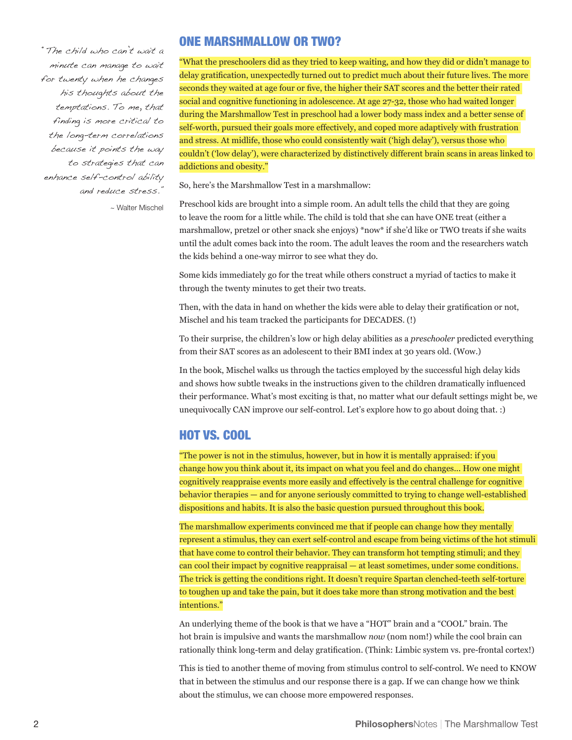> "The child who can't wait a minute can manage to wait for twenty when he changes his thoughts about the temptations. To me, that finding is more critical to the long-term correlations because it points the way to strategies that can enhance self-control ability and reduce stress."
>
> ~ Walter Mischel

## ONE MARSHMALLOW OR TWO?

"What the preschoolers did as they tried to keep waiting, and how they did or didn't manage to delay gratification, unexpectedly turned out to predict much about their future lives. The more seconds they waited at age four or five, the higher their SAT scores and the better their rated social and cognitive functioning in adolescence. At age 27-32, those who had waited longer during the Marshmallow Test in preschool had a lower body mass index and a better sense of self-worth, pursued their goals more effectively, and coped more adaptively with frustration and stress. At midlife, those who could consistently wait ('high delay'), versus those who couldn't ('low delay'), were characterized by distinctively different brain scans in areas linked to addictions and obesity."

So, here's the Marshmallow Test in a marshmallow:

Preschool kids are brought into a simple room. An adult tells the child that they are going to leave the room for a little while. The child is told that she can have ONE treat (either a marshmallow, pretzel or other snack she enjoys) *now* if she'd like or TWO treats if she waits until the adult comes back into the room. The adult leaves the room and the researchers watch the kids behind a one-way mirror to see what they do.

Some kids immediately go for the treat while others construct a myriad of tactics to make it through the twenty minutes to get their two treats.

Then, with the data in hand on whether the kids were able to delay their gratification or not, Mischel and his team tracked the participants for DECADES. (!)

To their surprise, the children's low or high delay abilities as a *preschooler* predicted everything from their SAT scores as an adolescent to their BMI index at 30 years old. (Wow.)

In the book, Mischel walks us through the tactics employed by the successful high delay kids and shows how subtle tweaks in the instructions given to the children dramatically influenced their performance. What's most exciting is that, no matter what our default settings might be, we unequivocally CAN improve our self-control. Let's explore how to go about doing that. :)

## HOT VS. COOL

"The power is not in the stimulus, however, but in how it is mentally appraised: if you change how you think about it, its impact on what you feel and do changes... How one might cognitively reappraise events more easily and effectively is the central challenge for cognitive behavior therapies — and for anyone seriously committed to trying to change well-established dispositions and habits. It is also the basic question pursued throughout this book.

The marshmallow experiments convinced me that if people can change how they mentally represent a stimulus, they can exert self-control and escape from being victims of the hot stimuli that have come to control their behavior. They can transform hot tempting stimuli; and they can cool their impact by cognitive reappraisal — at least sometimes, under some conditions. The trick is getting the conditions right. It doesn't require Spartan clenched-teeth self-torture to toughen up and take the pain, but it does take more than strong motivation and the best intentions."

An underlying theme of the book is that we have a "HOT" brain and a "COOL" brain. The hot brain is impulsive and wants the marshmallow *now* (nom nom!) while the cool brain can rationally think long-term and delay gratification. (Think: Limbic system vs. pre-frontal cortex!)

This is tied to another theme of moving from stimulus control to self-control. We need to KNOW that in between the stimulus and our response there is a gap. If we can change how we think about the stimulus, we can choose more empowered responses.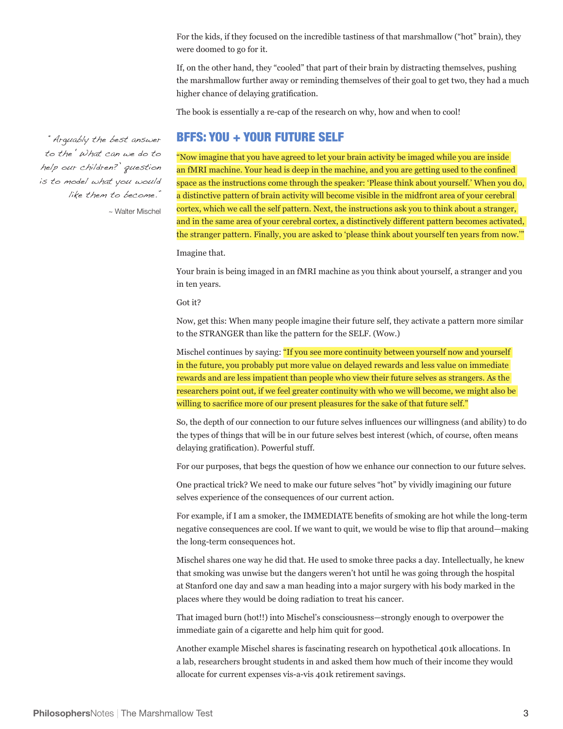For the kids, if they focused on the incredible tastiness of that marshmallow ("hot" brain), they were doomed to go for it.

If, on the other hand, they "cooled" that part of their brain by distracting themselves, pushing the marshmallow further away or reminding themselves of their goal to get two, they had a much higher chance of delaying gratification.

The book is essentially a re-cap of the research on why, how and when to cool!

## BFFS: YOU + YOUR FUTURE SELF

> *"Arguably the best answer to the 'What can we do to help our children?' question is to model what you would like them to become."*
>
> ~ Walter Mischel

"Now imagine that you have agreed to let your brain activity be imaged while you are inside an fMRI machine. Your head is deep in the machine, and you are getting used to the confined space as the instructions come through the speaker: 'Please think about yourself.' When you do, a distinctive pattern of brain activity will become visible in the midfront area of your cerebral cortex, which we call the self pattern. Next, the instructions ask you to think about a stranger, and in the same area of your cerebral cortex, a distinctively different pattern becomes activated, the stranger pattern. Finally, you are asked to 'please think about yourself ten years from now.'"

Imagine that.

Your brain is being imaged in an fMRI machine as you think about yourself, a stranger and you in ten years.

Got it?

Now, get this: When many people imagine their future self, they activate a pattern more similar to the STRANGER than like the pattern for the SELF. (Wow.)

Mischel continues by saying: "If you see more continuity between yourself now and yourself in the future, you probably put more value on delayed rewards and less value on immediate rewards and are less impatient than people who view their future selves as strangers. As the researchers point out, if we feel greater continuity with who we will become, we might also be willing to sacrifice more of our present pleasures for the sake of that future self."

So, the depth of our connection to our future selves influences our willingness (and ability) to do the types of things that will be in our future selves best interest (which, of course, often means delaying gratification). Powerful stuff.

For our purposes, that begs the question of how we enhance our connection to our future selves.

One practical trick? We need to make our future selves "hot" by vividly imagining our future selves experience of the consequences of our current action.

For example, if I am a smoker, the IMMEDIATE benefits of smoking are hot while the long-term negative consequences are cool. If we want to quit, we would be wise to flip that around—making the long-term consequences hot.

Mischel shares one way he did that. He used to smoke three packs a day. Intellectually, he knew that smoking was unwise but the dangers weren't hot until he was going through the hospital at Stanford one day and saw a man heading into a major surgery with his body marked in the places where they would be doing radiation to treat his cancer.

That imaged burn (hot!!) into Mischel's consciousness—strongly enough to overpower the immediate gain of a cigarette and help him quit for good.

Another example Mischel shares is fascinating research on hypothetical 401k allocations. In a lab, researchers brought students in and asked them how much of their income they would allocate for current expenses vis-a-vis 401k retirement savings.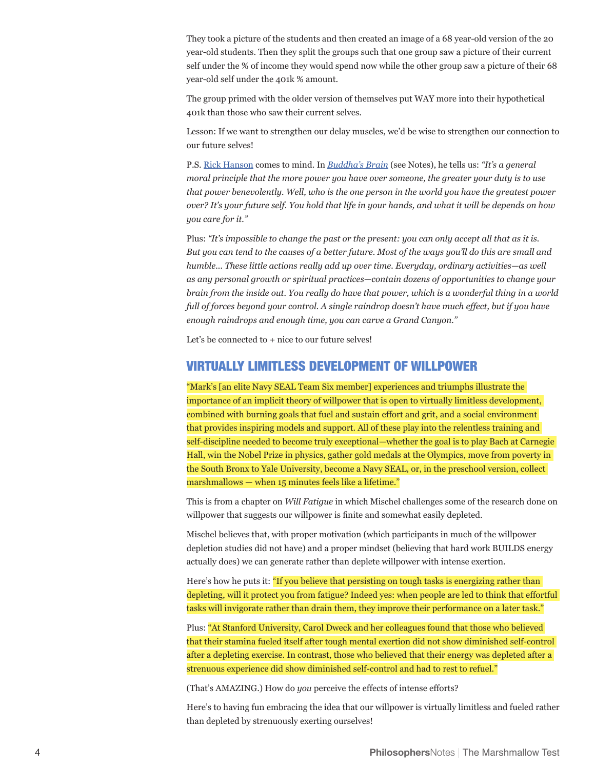They took a picture of the students and then created an image of a 68 year-old version of the 20 year-old students. Then they split the groups such that one group saw a picture of their current self under the % of income they would spend now while the other group saw a picture of their 68 year-old self under the 401k % amount.

The group primed with the older version of themselves put WAY more into their hypothetical 401k than those who saw their current selves.

Lesson: If we want to strengthen our delay muscles, we'd be wise to strengthen our connection to our future selves!

P.S. Rick Hanson comes to mind. In *Buddha's Brain* (see Notes), he tells us: *"It's a general moral principle that the more power you have over someone, the greater your duty is to use that power benevolently. Well, who is the one person in the world you have the greatest power over? It's your future self. You hold that life in your hands, and what it will be depends on how you care for it."*

Plus: *"It's impossible to change the past or the present: you can only accept all that as it is. But you can tend to the causes of a better future. Most of the ways you'll do this are small and humble… These little actions really add up over time. Everyday, ordinary activities—as well as any personal growth or spiritual practices—contain dozens of opportunities to change your brain from the inside out. You really do have that power, which is a wonderful thing in a world full of forces beyond your control. A single raindrop doesn't have much effect, but if you have enough raindrops and enough time, you can carve a Grand Canyon."*

Let's be connected to + nice to our future selves!

## VIRTUALLY LIMITLESS DEVELOPMENT OF WILLPOWER

"Mark's [an elite Navy SEAL Team Six member] experiences and triumphs illustrate the importance of an implicit theory of willpower that is open to virtually limitless development, combined with burning goals that fuel and sustain effort and grit, and a social environment that provides inspiring models and support. All of these play into the relentless training and self-discipline needed to become truly exceptional—whether the goal is to play Bach at Carnegie Hall, win the Nobel Prize in physics, gather gold medals at the Olympics, move from poverty in the South Bronx to Yale University, become a Navy SEAL, or, in the preschool version, collect marshmallows — when 15 minutes feels like a lifetime."

This is from a chapter on *Will Fatigue* in which Mischel challenges some of the research done on willpower that suggests our willpower is finite and somewhat easily depleted.

Mischel believes that, with proper motivation (which participants in much of the willpower depletion studies did not have) and a proper mindset (believing that hard work BUILDS energy actually does) we can generate rather than deplete willpower with intense exertion.

Here's how he puts it: "If you believe that persisting on tough tasks is energizing rather than depleting, will it protect you from fatigue? Indeed yes: when people are led to think that effortful tasks will invigorate rather than drain them, they improve their performance on a later task."

Plus: "At Stanford University, Carol Dweck and her colleagues found that those who believed that their stamina fueled itself after tough mental exertion did not show diminished self-control after a depleting exercise. In contrast, those who believed that their energy was depleted after a strenuous experience did show diminished self-control and had to rest to refuel."

(That's AMAZING.) How do *you* perceive the effects of intense efforts?

Here's to having fun embracing the idea that our willpower is virtually limitless and fueled rather than depleted by strenuously exerting ourselves!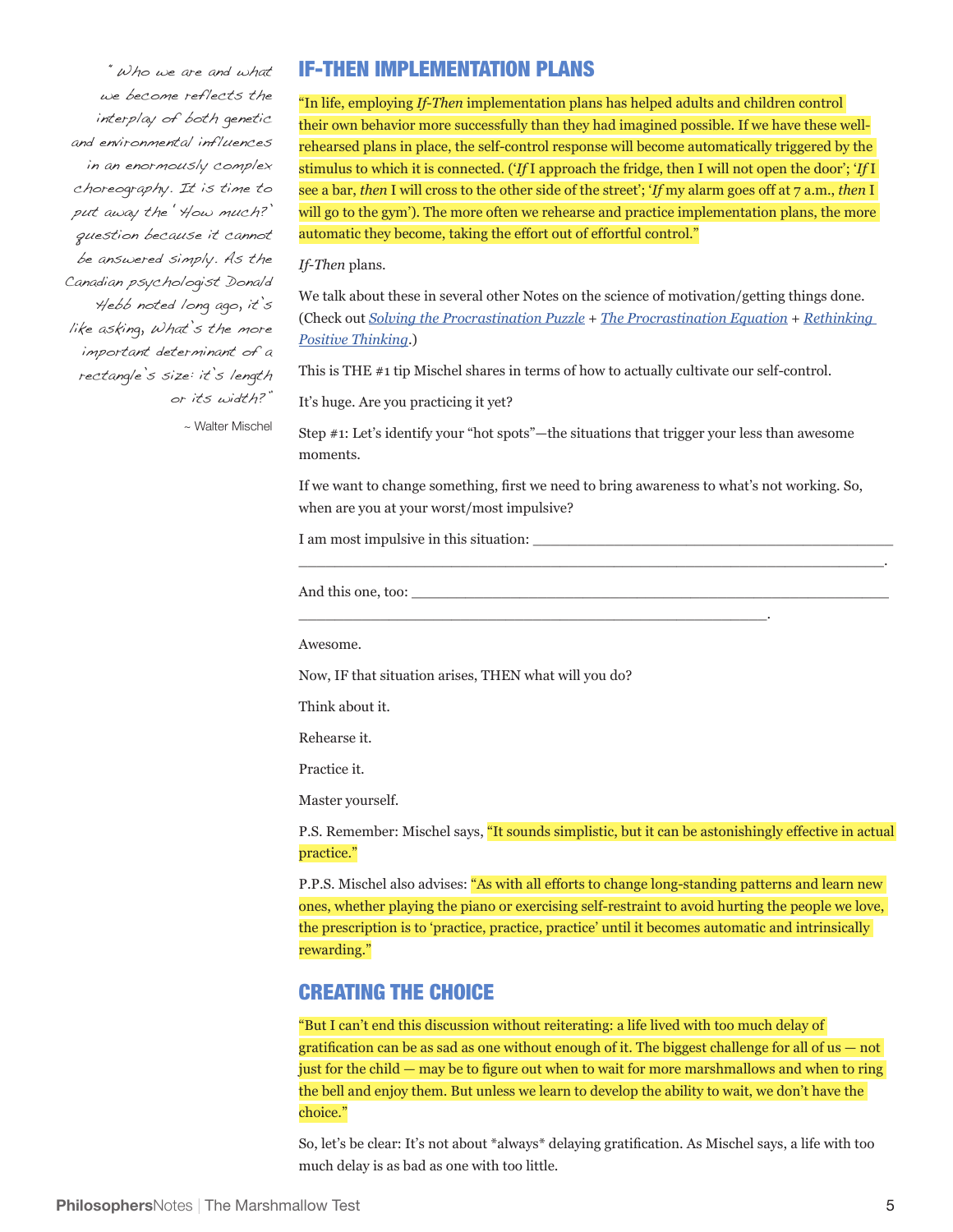> "Who we are and what we become reflects the interplay of both genetic and environmental influences in an enormously complex choreography. It is time to put away the 'How much?' question because it cannot be answered simply. As the Canadian psychologist Donald Hebb noted long ago, it's like asking, What's the more important determinant of a rectangle's size: it's length or its width?"
>
> ~ Walter Mischel

## IF-THEN IMPLEMENTATION PLANS

"In life, employing *If-Then* implementation plans has helped adults and children control their own behavior more successfully than they had imagined possible. If we have these well-rehearsed plans in place, the self-control response will become automatically triggered by the stimulus to which it is connected. ('*If* I approach the fridge, then I will not open the door'; '*If* I see a bar, *then* I will cross to the other side of the street'; '*If* my alarm goes off at 7 a.m., *then* I will go to the gym'). The more often we rehearse and practice implementation plans, the more automatic they become, taking the effort out of effortful control."

*If-Then* plans.

We talk about these in several other Notes on the science of motivation/getting things done. (Check out *Solving the Procrastination Puzzle* + *The Procrastination Equation* + *Rethinking Positive Thinking*.)

This is THE #1 tip Mischel shares in terms of how to actually cultivate our self-control.

It's huge. Are you practicing it yet?

Step #1: Let's identify your "hot spots"—the situations that trigger your less than awesome moments.

If we want to change something, first we need to bring awareness to what's not working. So, when are you at your worst/most impulsive?

I am most impulsive in this situation: ______________________________________________
___________________________________________________________________________.

And this one, too: _____________________________________________________________
__________________________________________________________.

Awesome.

Now, IF that situation arises, THEN what will you do?

Think about it.

Rehearse it.

Practice it.

Master yourself.

P.S. Remember: Mischel says, "It sounds simplistic, but it can be astonishingly effective in actual practice."

P.P.S. Mischel also advises: "As with all efforts to change long-standing patterns and learn new ones, whether playing the piano or exercising self-restraint to avoid hurting the people we love, the prescription is to 'practice, practice, practice' until it becomes automatic and intrinsically rewarding."

## CREATING THE CHOICE

"But I can't end this discussion without reiterating: a life lived with too much delay of gratification can be as sad as one without enough of it. The biggest challenge for all of us — not just for the child — may be to figure out when to wait for more marshmallows and when to ring the bell and enjoy them. But unless we learn to develop the ability to wait, we don't have the choice."

So, let's be clear: It's not about *always* delaying gratification. As Mischel says, a life with too much delay is as bad as one with too little.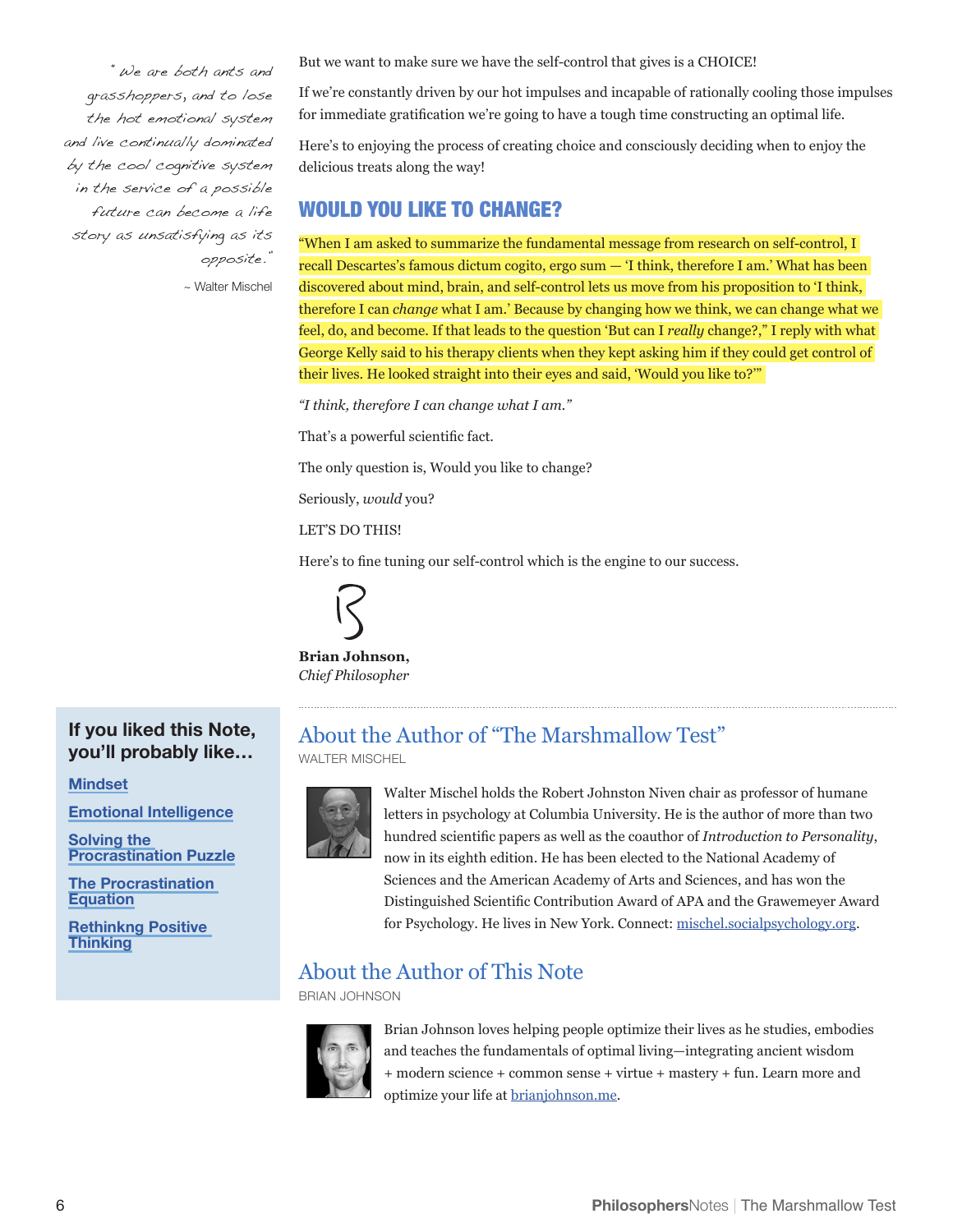> " We are both ants and grasshoppers, and to lose the hot emotional system and live continually dominated by the cool cognitive system in the service of a possible future can become a life story as unsatisfying as its opposite."
>
> ~ Walter Mischel

But we want to make sure we have the self-control that gives is a CHOICE!

If we're constantly driven by our hot impulses and incapable of rationally cooling those impulses for immediate gratification we're going to have a tough time constructing an optimal life.

Here's to enjoying the process of creating choice and consciously deciding when to enjoy the delicious treats along the way!

## WOULD YOU LIKE TO CHANGE?

"When I am asked to summarize the fundamental message from research on self-control, I recall Descartes's famous dictum cogito, ergo sum — 'I think, therefore I am.' What has been discovered about mind, brain, and self-control lets us move from his proposition to 'I think, therefore I can *change* what I am.' Because by changing how we think, we can change what we feel, do, and become. If that leads to the question 'But can I *really* change?,'' I reply with what George Kelly said to his therapy clients when they kept asking him if they could get control of their lives. He looked straight into their eyes and said, 'Would you like to?'"

*"I think, therefore I can change what I am."*

That's a powerful scientific fact.

The only question is, Would you like to change?

Seriously, *would* you?

LET'S DO THIS!

Here's to fine tuning our self-control which is the engine to our success.

B

**Brian Johnson,**
*Chief Philosopher*

---

## About the Author of "The Marshmallow Test"

WALTER MISCHEL

Walter Mischel holds the Robert Johnston Niven chair as professor of humane letters in psychology at Columbia University. He is the author of more than two hundred scientific papers as well as the coauthor of *Introduction to Personality*, now in its eighth edition. He has been elected to the National Academy of Sciences and the American Academy of Arts and Sciences, and has won the Distinguished Scientific Contribution Award of APA and the Grawemeyer Award for Psychology. He lives in New York. Connect: mischel.socialpsychology.org.

## About the Author of This Note

BRIAN JOHNSON

Brian Johnson loves helping people optimize their lives as he studies, embodies and teaches the fundamentals of optimal living—integrating ancient wisdom + modern science + common sense + virtue + mastery + fun. Learn more and optimize your life at brianjohnson.me.

### If you liked this Note, you'll probably like…

- Mindset
- Emotional Intelligence
- Solving the Procrastination Puzzle
- The Procrastination Equation
- Rethinkng Positive Thinking